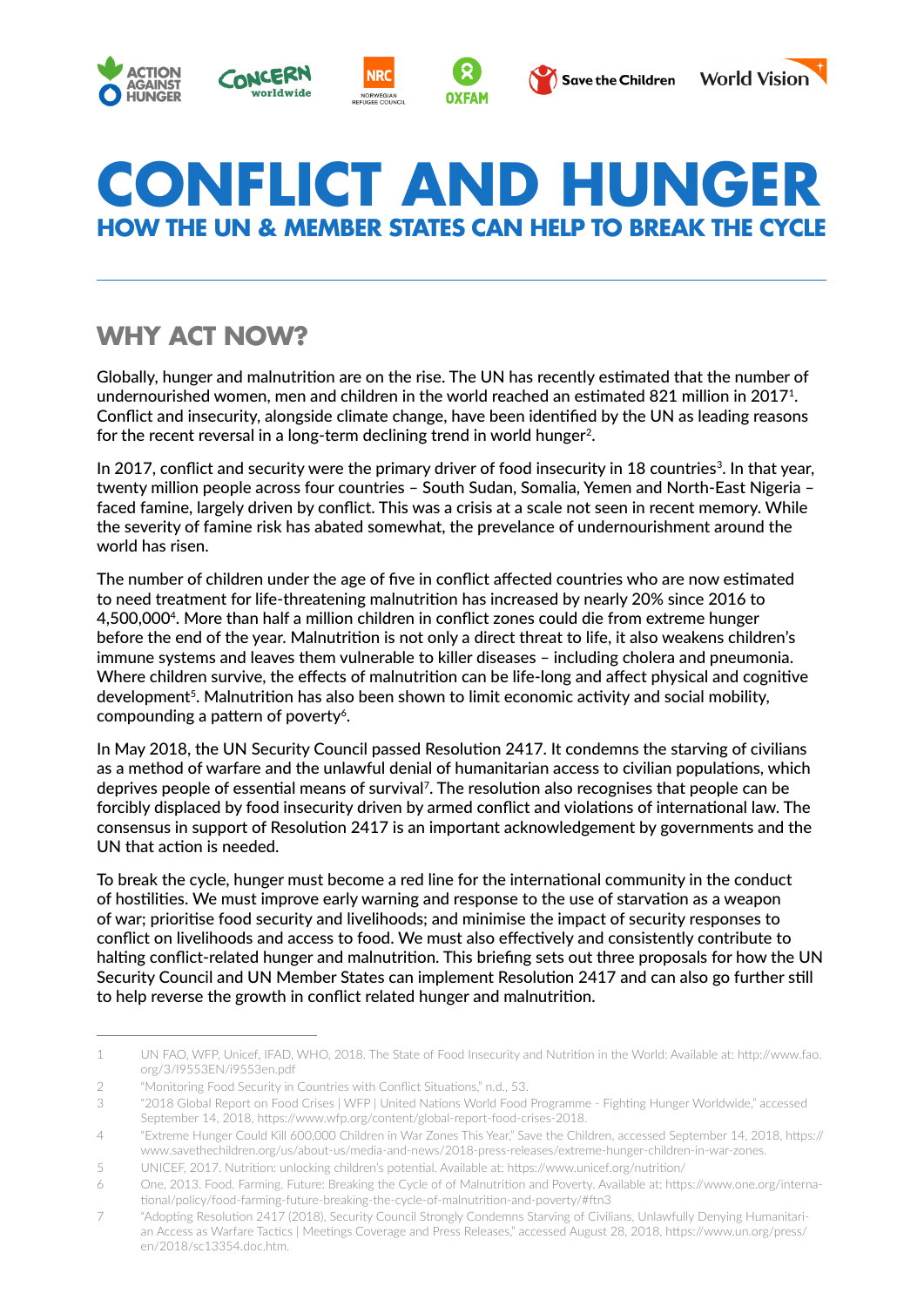# CONFLICT AND HUNGER

## HOW THE UN & MEMBER STATES CAN HELP TO BREAK THE CYCLE

---

## WHY ACT NOW?

Globally, hunger and malnutrition are on the rise. The UN has recently estimated that the number of undernourished women, men and children in the world reached an estimated 821 million in 2017[1]. Conflict and insecurity, alongside climate change, have been identified by the UN as leading reasons for the recent reversal in a long-term declining trend in world hunger[2].

In 2017, conflict and security were the primary driver of food insecurity in 18 countries[3]. In that year, twenty million people across four countries – South Sudan, Somalia, Yemen and North-East Nigeria – faced famine, largely driven by conflict. This was a crisis at a scale not seen in recent memory. While the severity of famine risk has abated somewhat, the prevelance of undernourishment around the world has risen.

The number of children under the age of five in conflict affected countries who are now estimated to need treatment for life-threatening malnutrition has increased by nearly 20% since 2016 to 4,500,000[4]. More than half a million children in conflict zones could die from extreme hunger before the end of the year. Malnutrition is not only a direct threat to life, it also weakens children's immune systems and leaves them vulnerable to killer diseases – including cholera and pneumonia. Where children survive, the effects of malnutrition can be life-long and affect physical and cognitive development[5]. Malnutrition has also been shown to limit economic activity and social mobility, compounding a pattern of poverty[6].

In May 2018, the UN Security Council passed Resolution 2417. It condemns the starving of civilians as a method of warfare and the unlawful denial of humanitarian access to civilian populations, which deprives people of essential means of survival[7]. The resolution also recognises that people can be forcibly displaced by food insecurity driven by armed conflict and violations of international law. The consensus in support of Resolution 2417 is an important acknowledgement by governments and the UN that action is needed.

To break the cycle, hunger must become a red line for the international community in the conduct of hostilities. We must improve early warning and response to the use of starvation as a weapon of war; prioritise food security and livelihoods; and minimise the impact of security responses to conflict on livelihoods and access to food. We must also effectively and consistently contribute to halting conflict-related hunger and malnutrition. This briefing sets out three proposals for how the UN Security Council and UN Member States can implement Resolution 2417 and can also go further still to help reverse the growth in conflict related hunger and malnutrition.

---

1 UN FAO, WFP, Unicef, IFAD, WHO, 2018. The State of Food Insecurity and Nutrition in the World: Available at: http://www.fao.org/3/I9553EN/i9553en.pdf

2 "Monitoring Food Security in Countries with Conflict Situations," n.d., 53.

3 "2018 Global Report on Food Crises | WFP | United Nations World Food Programme - Fighting Hunger Worldwide," accessed September 14, 2018, https://www.wfp.org/content/global-report-food-crises-2018.

4 "Extreme Hunger Could Kill 600,000 Children in War Zones This Year," Save the Children, accessed September 14, 2018, https://www.savethechildren.org/us/about-us/media-and-news/2018-press-releases/extreme-hunger-children-in-war-zones.

5 UNICEF, 2017. Nutrition: unlocking children's potential. Available at: https://www.unicef.org/nutrition/

6 One, 2013. Food. Farming. Future: Breaking the Cycle of of Malnutrition and Poverty. Available at: https://www.one.org/international/policy/food-farming-future-breaking-the-cycle-of-malnutrition-and-poverty/#ftn3

7 "Adopting Resolution 2417 (2018), Security Council Strongly Condemns Starving of Civilians, Unlawfully Denying Humanitarian Access as Warfare Tactics | Meetings Coverage and Press Releases," accessed August 28, 2018, https://www.un.org/press/en/2018/sc13354.doc.htm.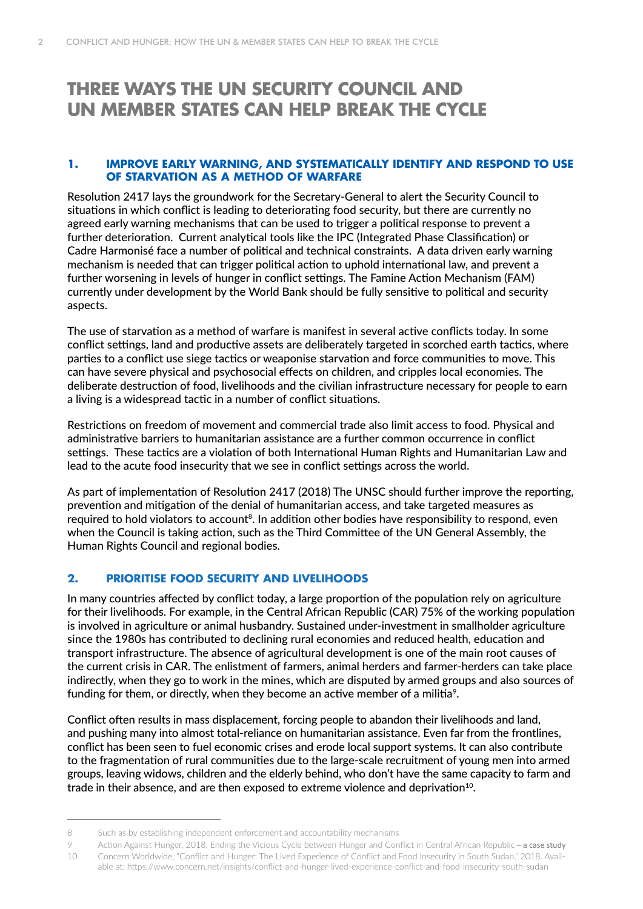# THREE WAYS THE UN SECURITY COUNCIL AND UN MEMBER STATES CAN HELP BREAK THE CYCLE

## 1. IMPROVE EARLY WARNING, AND SYSTEMATICALLY IDENTIFY AND RESPOND TO USE OF STARVATION AS A METHOD OF WARFARE

Resolution 2417 lays the groundwork for the Secretary-General to alert the Security Council to situations in which conflict is leading to deteriorating food security, but there are currently no agreed early warning mechanisms that can be used to trigger a political response to prevent a further deterioration. Current analytical tools like the IPC (Integrated Phase Classification) or Cadre Harmonisé face a number of political and technical constraints. A data driven early warning mechanism is needed that can trigger political action to uphold international law, and prevent a further worsening in levels of hunger in conflict settings. The Famine Action Mechanism (FAM) currently under development by the World Bank should be fully sensitive to political and security aspects.

The use of starvation as a method of warfare is manifest in several active conflicts today. In some conflict settings, land and productive assets are deliberately targeted in scorched earth tactics, where parties to a conflict use siege tactics or weaponise starvation and force communities to move. This can have severe physical and psychosocial effects on children, and cripples local economies. The deliberate destruction of food, livelihoods and the civilian infrastructure necessary for people to earn a living is a widespread tactic in a number of conflict situations.

Restrictions on freedom of movement and commercial trade also limit access to food. Physical and administrative barriers to humanitarian assistance are a further common occurrence in conflict settings. These tactics are a violation of both International Human Rights and Humanitarian Law and lead to the acute food insecurity that we see in conflict settings across the world.

As part of implementation of Resolution 2417 (2018) The UNSC should further improve the reporting, prevention and mitigation of the denial of humanitarian access, and take targeted measures as required to hold violators to account[8]. In addition other bodies have responsibility to respond, even when the Council is taking action, such as the Third Committee of the UN General Assembly, the Human Rights Council and regional bodies.

## 2. PRIORITISE FOOD SECURITY AND LIVELIHOODS

In many countries affected by conflict today, a large proportion of the population rely on agriculture for their livelihoods. For example, in the Central African Republic (CAR) 75% of the working population is involved in agriculture or animal husbandry. Sustained under-investment in smallholder agriculture since the 1980s has contributed to declining rural economies and reduced health, education and transport infrastructure. The absence of agricultural development is one of the main root causes of the current crisis in CAR. The enlistment of farmers, animal herders and farmer-herders can take place indirectly, when they go to work in the mines, which are disputed by armed groups and also sources of funding for them, or directly, when they become an active member of a militia[9].

Conflict often results in mass displacement, forcing people to abandon their livelihoods and land, and pushing many into almost total-reliance on humanitarian assistance. Even far from the frontlines, conflict has been seen to fuel economic crises and erode local support systems. It can also contribute to the fragmentation of rural communities due to the large-scale recruitment of young men into armed groups, leaving widows, children and the elderly behind, who don't have the same capacity to farm and trade in their absence, and are then exposed to extreme violence and deprivation[10].

---

8 Such as by establishing independent enforcement and accountability mechanisms

9 Action Against Hunger, 2018, Ending the Vicious Cycle between Hunger and Conflict in Central African Republic – a case study

10 Concern Worldwide, "Conflict and Hunger: The Lived Experience of Conflict and Food Insecurity in South Sudan," 2018. Available at: https://www.concern.net/insights/conflict-and-hunger-lived-experience-conflict-and-food-insecurity-south-sudan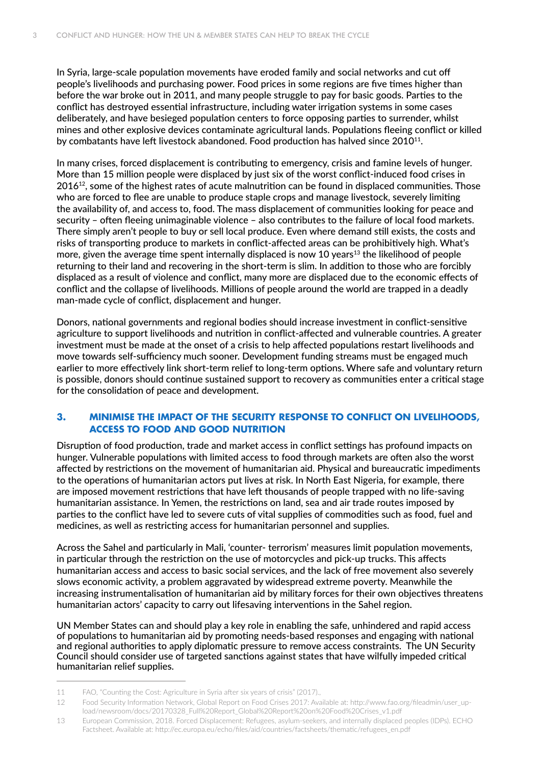In Syria, large-scale population movements have eroded family and social networks and cut off people's livelihoods and purchasing power. Food prices in some regions are five times higher than before the war broke out in 2011, and many people struggle to pay for basic goods. Parties to the conflict has destroyed essential infrastructure, including water irrigation systems in some cases deliberately, and have besieged population centers to force opposing parties to surrender, whilst mines and other explosive devices contaminate agricultural lands. Populations fleeing conflict or killed by combatants have left livestock abandoned. Food production has halved since 2010[11].

In many crises, forced displacement is contributing to emergency, crisis and famine levels of hunger. More than 15 million people were displaced by just six of the worst conflict-induced food crises in 2016[12], some of the highest rates of acute malnutrition can be found in displaced communities. Those who are forced to flee are unable to produce staple crops and manage livestock, severely limiting the availability of, and access to, food. The mass displacement of communities looking for peace and security – often fleeing unimaginable violence – also contributes to the failure of local food markets. There simply aren't people to buy or sell local produce. Even where demand still exists, the costs and risks of transporting produce to markets in conflict-affected areas can be prohibitively high. What's more, given the average time spent internally displaced is now 10 years[13] the likelihood of people returning to their land and recovering in the short-term is slim. In addition to those who are forcibly displaced as a result of violence and conflict, many more are displaced due to the economic effects of conflict and the collapse of livelihoods. Millions of people around the world are trapped in a deadly man-made cycle of conflict, displacement and hunger.

Donors, national governments and regional bodies should increase investment in conflict-sensitive agriculture to support livelihoods and nutrition in conflict-affected and vulnerable countries. A greater investment must be made at the onset of a crisis to help affected populations restart livelihoods and move towards self-sufficiency much sooner. Development funding streams must be engaged much earlier to more effectively link short-term relief to long-term options. Where safe and voluntary return is possible, donors should continue sustained support to recovery as communities enter a critical stage for the consolidation of peace and development.

## 3. MINIMISE THE IMPACT OF THE SECURITY RESPONSE TO CONFLICT ON LIVELIHOODS, ACCESS TO FOOD AND GOOD NUTRITION

Disruption of food production, trade and market access in conflict settings has profound impacts on hunger. Vulnerable populations with limited access to food through markets are often also the worst affected by restrictions on the movement of humanitarian aid. Physical and bureaucratic impediments to the operations of humanitarian actors put lives at risk. In North East Nigeria, for example, there are imposed movement restrictions that have left thousands of people trapped with no life-saving humanitarian assistance. In Yemen, the restrictions on land, sea and air trade routes imposed by parties to the conflict have led to severe cuts of vital supplies of commodities such as food, fuel and medicines, as well as restricting access for humanitarian personnel and supplies.

Across the Sahel and particularly in Mali, 'counter- terrorism' measures limit population movements, in particular through the restriction on the use of motorcycles and pick-up trucks. This affects humanitarian access and access to basic social services, and the lack of free movement also severely slows economic activity, a problem aggravated by widespread extreme poverty. Meanwhile the increasing instrumentalisation of humanitarian aid by military forces for their own objectives threatens humanitarian actors' capacity to carry out lifesaving interventions in the Sahel region.

UN Member States can and should play a key role in enabling the safe, unhindered and rapid access of populations to humanitarian aid by promoting needs-based responses and engaging with national and regional authorities to apply diplomatic pressure to remove access constraints. The UN Security Council should consider use of targeted sanctions against states that have wilfully impeded critical humanitarian relief supplies.

---

11 FAO, "Counting the Cost: Agriculture in Syria after six years of crisis" (2017).,

12 Food Security Information Network, Global Report on Food Crises 2017: Available at: http://www.fao.org/fileadmin/user_upload/newsroom/docs/20170328_Full%20Report_Global%20Report%20on%20Food%20Crises_v1.pdf

13 European Commission, 2018. Forced Displacement: Refugees, asylum-seekers, and internally displaced peoples (IDPs). ECHO Factsheet. Available at: http://ec.europa.eu/echo/files/aid/countries/factsheets/thematic/refugees_en.pdf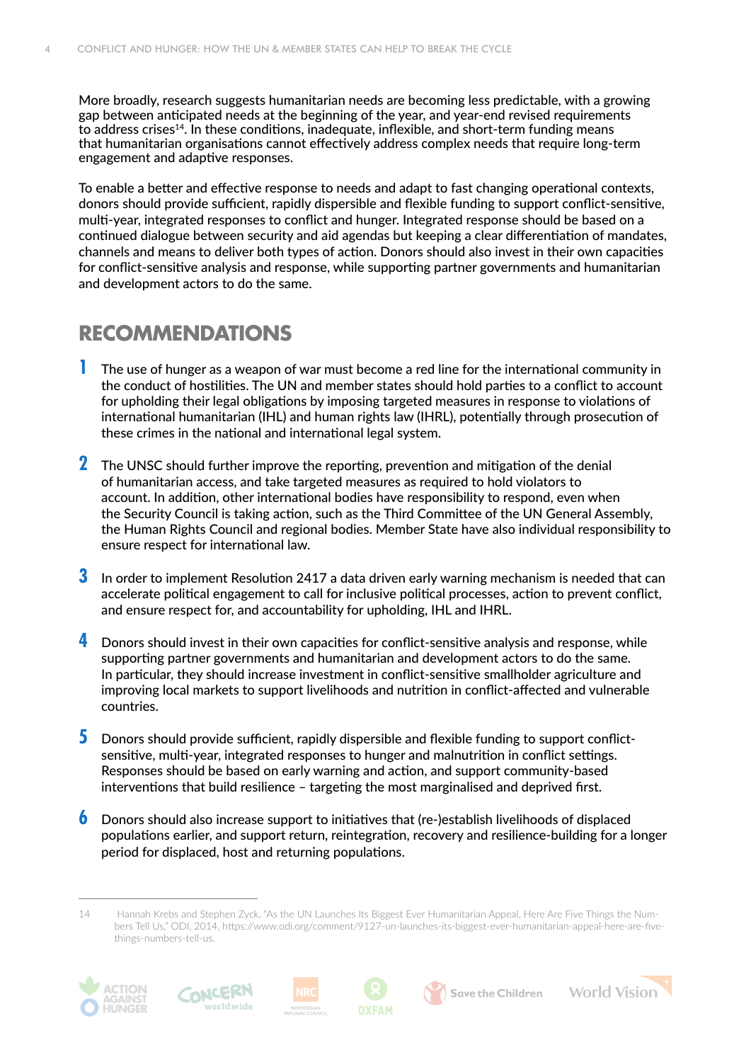More broadly, research suggests humanitarian needs are becoming less predictable, with a growing gap between anticipated needs at the beginning of the year, and year-end revised requirements to address crises[14]. In these conditions, inadequate, inflexible, and short-term funding means that humanitarian organisations cannot effectively address complex needs that require long-term engagement and adaptive responses.

To enable a better and effective response to needs and adapt to fast changing operational contexts, donors should provide sufficient, rapidly dispersible and flexible funding to support conflict-sensitive, multi-year, integrated responses to conflict and hunger. Integrated response should be based on a continued dialogue between security and aid agendas but keeping a clear differentiation of mandates, channels and means to deliver both types of action. Donors should also invest in their own capacities for conflict-sensitive analysis and response, while supporting partner governments and humanitarian and development actors to do the same.

## RECOMMENDATIONS

1. The use of hunger as a weapon of war must become a red line for the international community in the conduct of hostilities. The UN and member states should hold parties to a conflict to account for upholding their legal obligations by imposing targeted measures in response to violations of international humanitarian (IHL) and human rights law (IHRL), potentially through prosecution of these crimes in the national and international legal system.

2. The UNSC should further improve the reporting, prevention and mitigation of the denial of humanitarian access, and take targeted measures as required to hold violators to account. In addition, other international bodies have responsibility to respond, even when the Security Council is taking action, such as the Third Committee of the UN General Assembly, the Human Rights Council and regional bodies. Member State have also individual responsibility to ensure respect for international law.

3. In order to implement Resolution 2417 a data driven early warning mechanism is needed that can accelerate political engagement to call for inclusive political processes, action to prevent conflict, and ensure respect for, and accountability for upholding, IHL and IHRL.

4. Donors should invest in their own capacities for conflict-sensitive analysis and response, while supporting partner governments and humanitarian and development actors to do the same. In particular, they should increase investment in conflict-sensitive smallholder agriculture and improving local markets to support livelihoods and nutrition in conflict-affected and vulnerable countries.

5. Donors should provide sufficient, rapidly dispersible and flexible funding to support conflict-sensitive, multi-year, integrated responses to hunger and malnutrition in conflict settings. Responses should be based on early warning and action, and support community-based interventions that build resilience – targeting the most marginalised and deprived first.

6. Donors should also increase support to initiatives that (re-)establish livelihoods of displaced populations earlier, and support return, reintegration, recovery and resilience-building for a longer period for displaced, host and returning populations.

---

14 Hannah Krebs and Stephen Zyck, "As the UN Launches Its Biggest Ever Humanitarian Appeal, Here Are Five Things the Numbers Tell Us," ODI, 2014, https://www.odi.org/comment/9127-un-launches-its-biggest-ever-humanitarian-appeal-here-are-five-things-numbers-tell-us.